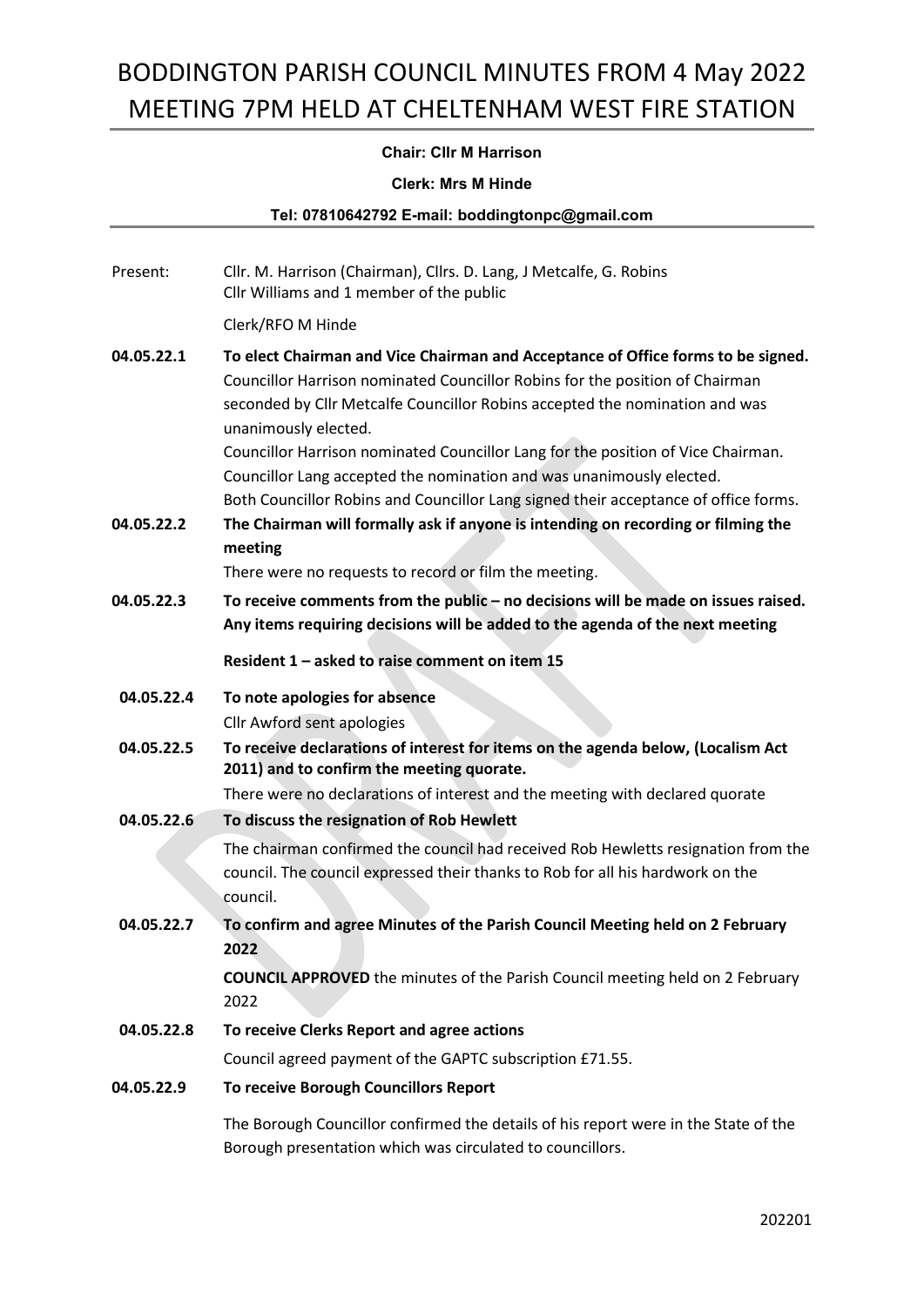# BODDINGTON PARISH COUNCIL MINUTES FROM 4 May 2022 MEETING 7PM HELD AT CHELTENHAM WEST FIRE STATION

**Chair: Cllr M Harrison**

**Clerk: Mrs M Hinde**

**Tel: 07810642792 E-mail: boddingtonpc@gmail.com**

---

Present: Cllr. M. Harrison (Chairman), Cllrs. D. Lang, J Metcalfe, G. Robins
Cllr Williams and 1 member of the public

Clerk/RFO M Hinde

**04.05.22.1 To elect Chairman and Vice Chairman and Acceptance of Office forms to be signed.**

Councillor Harrison nominated Councillor Robins for the position of Chairman seconded by Cllr Metcalfe Councillor Robins accepted the nomination and was unanimously elected.

Councillor Harrison nominated Councillor Lang for the position of Vice Chairman. Councillor Lang accepted the nomination and was unanimously elected.

Both Councillor Robins and Councillor Lang signed their acceptance of office forms.

**04.05.22.2 The Chairman will formally ask if anyone is intending on recording or filming the meeting**

There were no requests to record or film the meeting.

**04.05.22.3 To receive comments from the public – no decisions will be made on issues raised. Any items requiring decisions will be added to the agenda of the next meeting**

**Resident 1 – asked to raise comment on item 15**

**04.05.22.4 To note apologies for absence**

Cllr Awford sent apologies

**04.05.22.5 To receive declarations of interest for items on the agenda below, (Localism Act 2011) and to confirm the meeting quorate.**

There were no declarations of interest and the meeting with declared quorate

**04.05.22.6 To discuss the resignation of Rob Hewlett**

The chairman confirmed the council had received Rob Hewletts resignation from the council. The council expressed their thanks to Rob for all his hardwork on the council.

**04.05.22.7 To confirm and agree Minutes of the Parish Council Meeting held on 2 February 2022**

**COUNCIL APPROVED** the minutes of the Parish Council meeting held on 2 February 2022

**04.05.22.8 To receive Clerks Report and agree actions**

Council agreed payment of the GAPTC subscription £71.55.

**04.05.22.9 To receive Borough Councillors Report**

The Borough Councillor confirmed the details of his report were in the State of the Borough presentation which was circulated to councillors.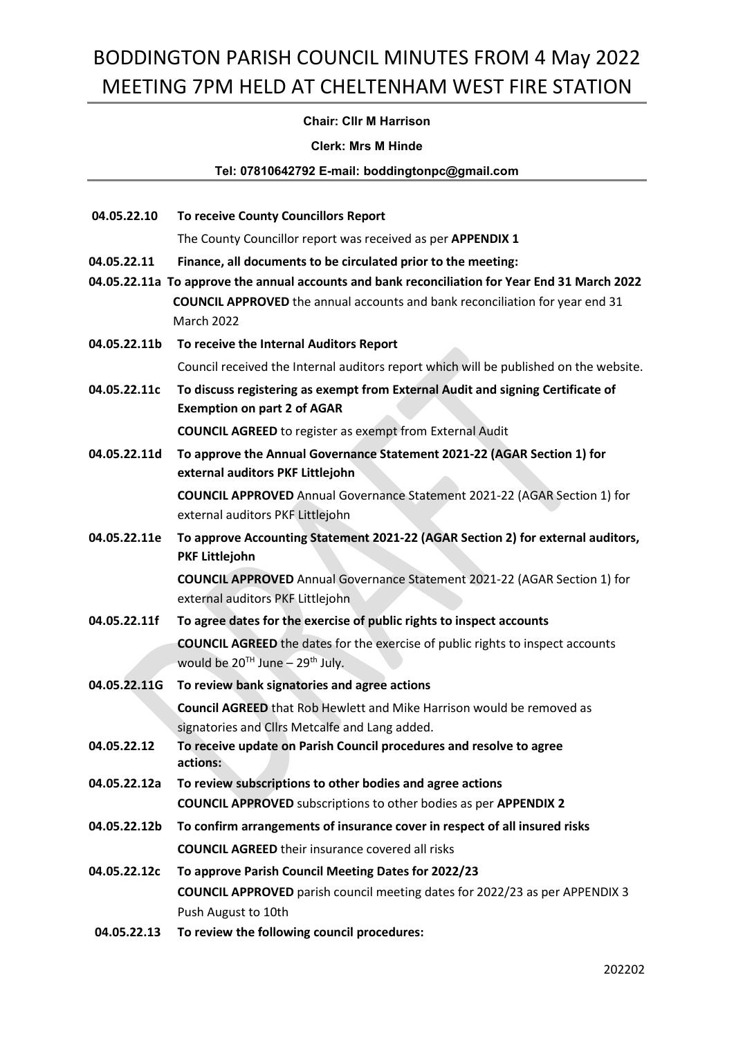# BODDINGTON PARISH COUNCIL MINUTES FROM 4 May 2022 MEETING 7PM HELD AT CHELTENHAM WEST FIRE STATION

**Chair: Cllr M Harrison**

**Clerk: Mrs M Hinde**

**Tel: 07810642792 E-mail: boddingtonpc@gmail.com**

**04.05.22.10 To receive County Councillors Report**

The County Councillor report was received as per **APPENDIX 1**

**04.05.22.11 Finance, all documents to be circulated prior to the meeting:**

**04.05.22.11a To approve the annual accounts and bank reconciliation for Year End 31 March 2022**

**COUNCIL APPROVED** the annual accounts and bank reconciliation for year end 31 March 2022

**04.05.22.11b To receive the Internal Auditors Report**

Council received the Internal auditors report which will be published on the website.

**04.05.22.11c To discuss registering as exempt from External Audit and signing Certificate of Exemption on part 2 of AGAR**

**COUNCIL AGREED** to register as exempt from External Audit

**04.05.22.11d To approve the Annual Governance Statement 2021-22 (AGAR Section 1) for external auditors PKF Littlejohn**

**COUNCIL APPROVED** Annual Governance Statement 2021-22 (AGAR Section 1) for external auditors PKF Littlejohn

**04.05.22.11e To approve Accounting Statement 2021-22 (AGAR Section 2) for external auditors, PKF Littlejohn**

**COUNCIL APPROVED** Annual Governance Statement 2021-22 (AGAR Section 1) for external auditors PKF Littlejohn

**04.05.22.11f To agree dates for the exercise of public rights to inspect accounts**

**COUNCIL AGREED** the dates for the exercise of public rights to inspect accounts would be 20TH June – 29th July.

**04.05.22.11G To review bank signatories and agree actions**

**Council AGREED** that Rob Hewlett and Mike Harrison would be removed as signatories and Cllrs Metcalfe and Lang added.

**04.05.22.12 To receive update on Parish Council procedures and resolve to agree actions:**

**04.05.22.12a To review subscriptions to other bodies and agree actions**

**COUNCIL APPROVED** subscriptions to other bodies as per **APPENDIX 2**

**04.05.22.12b To confirm arrangements of insurance cover in respect of all insured risks**

**COUNCIL AGREED** their insurance covered all risks

**04.05.22.12c To approve Parish Council Meeting Dates for 2022/23**

**COUNCIL APPROVED** parish council meeting dates for 2022/23 as per APPENDIX 3 Push August to 10th

**04.05.22.13 To review the following council procedures:**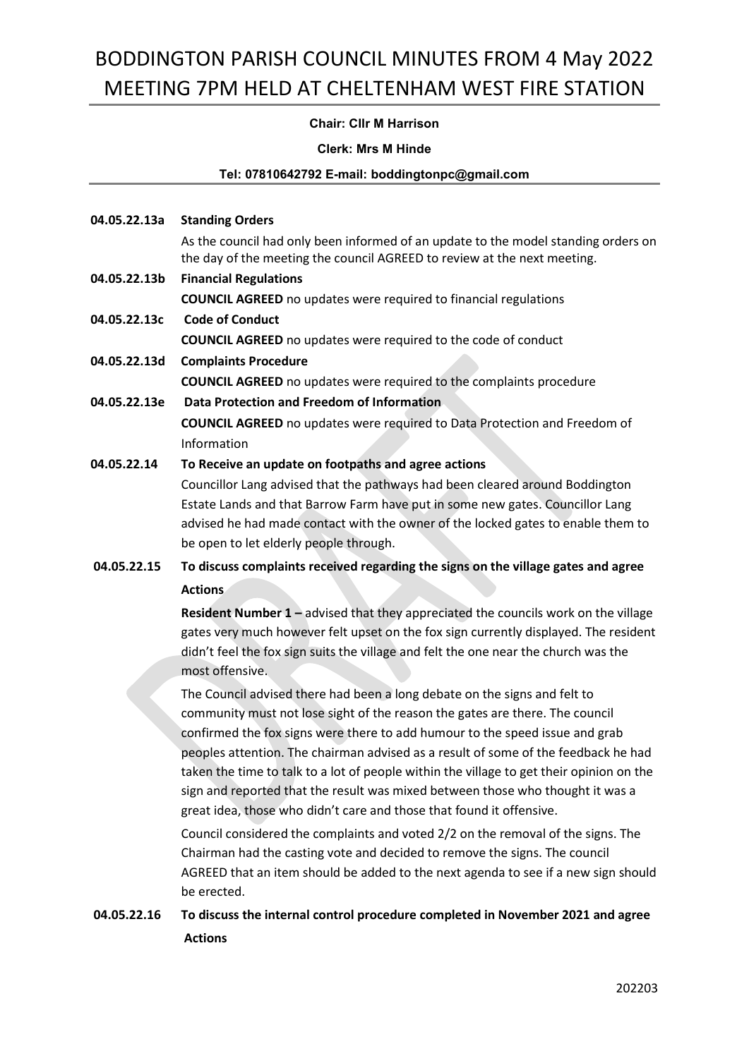# BODDINGTON PARISH COUNCIL MINUTES FROM 4 May 2022 MEETING 7PM HELD AT CHELTENHAM WEST FIRE STATION

**Chair: Cllr M Harrison**

**Clerk: Mrs M Hinde**

**Tel: 07810642792 E-mail: boddingtonpc@gmail.com**

**04.05.22.13a Standing Orders**

As the council had only been informed of an update to the model standing orders on the day of the meeting the council AGREED to review at the next meeting.

**04.05.22.13b Financial Regulations**

**COUNCIL AGREED** no updates were required to financial regulations

**04.05.22.13c Code of Conduct**

**COUNCIL AGREED** no updates were required to the code of conduct

**04.05.22.13d Complaints Procedure**

**COUNCIL AGREED** no updates were required to the complaints procedure

**04.05.22.13e Data Protection and Freedom of Information**

**COUNCIL AGREED** no updates were required to Data Protection and Freedom of Information

**04.05.22.14 To Receive an update on footpaths and agree actions**

Councillor Lang advised that the pathways had been cleared around Boddington Estate Lands and that Barrow Farm have put in some new gates. Councillor Lang advised he had made contact with the owner of the locked gates to enable them to be open to let elderly people through.

**04.05.22.15 To discuss complaints received regarding the signs on the village gates and agree Actions**

**Resident Number 1 –** advised that they appreciated the councils work on the village gates very much however felt upset on the fox sign currently displayed. The resident didn't feel the fox sign suits the village and felt the one near the church was the most offensive.

The Council advised there had been a long debate on the signs and felt to community must not lose sight of the reason the gates are there. The council confirmed the fox signs were there to add humour to the speed issue and grab peoples attention. The chairman advised as a result of some of the feedback he had taken the time to talk to a lot of people within the village to get their opinion on the sign and reported that the result was mixed between those who thought it was a great idea, those who didn't care and those that found it offensive.

Council considered the complaints and voted 2/2 on the removal of the signs. The Chairman had the casting vote and decided to remove the signs. The council AGREED that an item should be added to the next agenda to see if a new sign should be erected.

**04.05.22.16 To discuss the internal control procedure completed in November 2021 and agree Actions**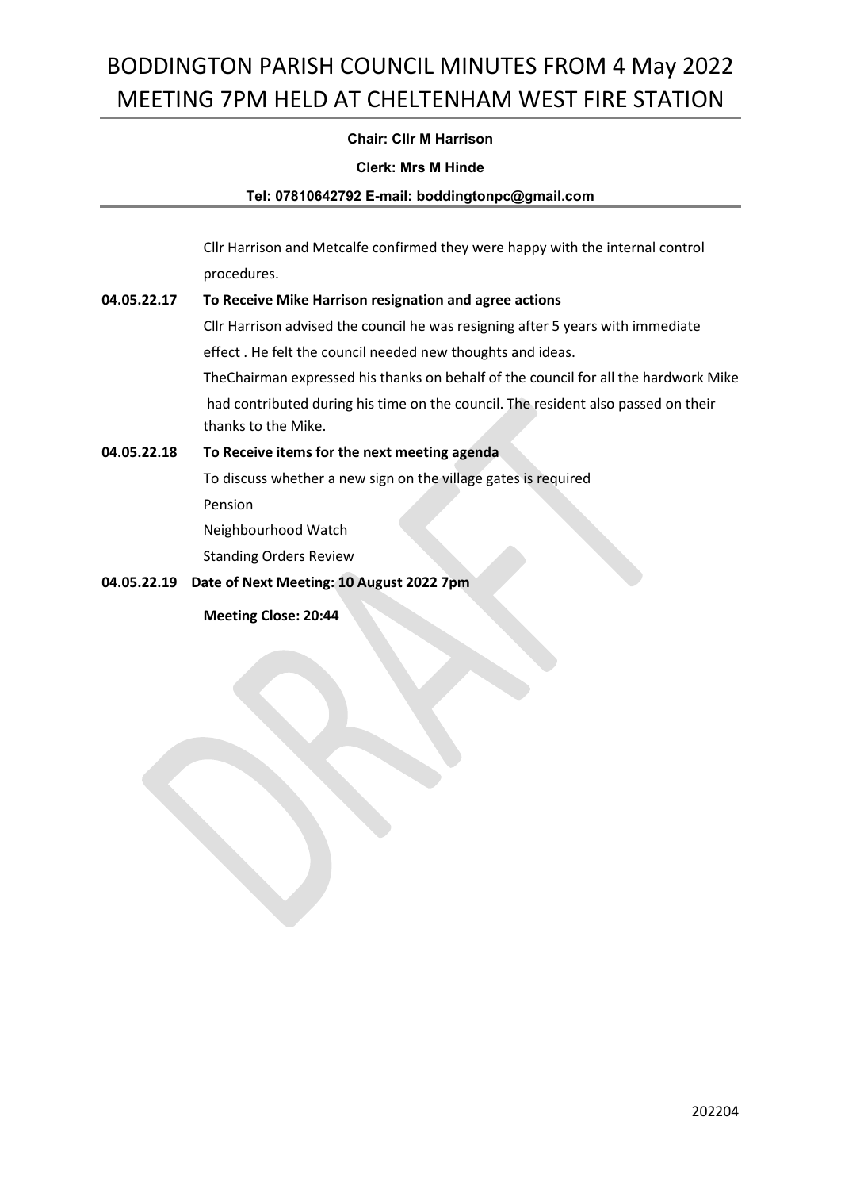# BODDINGTON PARISH COUNCIL MINUTES FROM 4 May 2022 MEETING 7PM HELD AT CHELTENHAM WEST FIRE STATION

**Chair: Cllr M Harrison**

**Clerk: Mrs M Hinde**

**Tel: 07810642792 E-mail: boddingtonpc@gmail.com**

Cllr Harrison and Metcalfe confirmed they were happy with the internal control procedures.

**04.05.22.17 To Receive Mike Harrison resignation and agree actions**

Cllr Harrison advised the council he was resigning after 5 years with immediate effect . He felt the council needed new thoughts and ideas.

TheChairman expressed his thanks on behalf of the council for all the hardwork Mike had contributed during his time on the council. The resident also passed on their thanks to the Mike.

**04.05.22.18 To Receive items for the next meeting agenda**

To discuss whether a new sign on the village gates is required

Pension

Neighbourhood Watch

Standing Orders Review

**04.05.22.19 Date of Next Meeting: 10 August 2022 7pm**

**Meeting Close: 20:44**

202204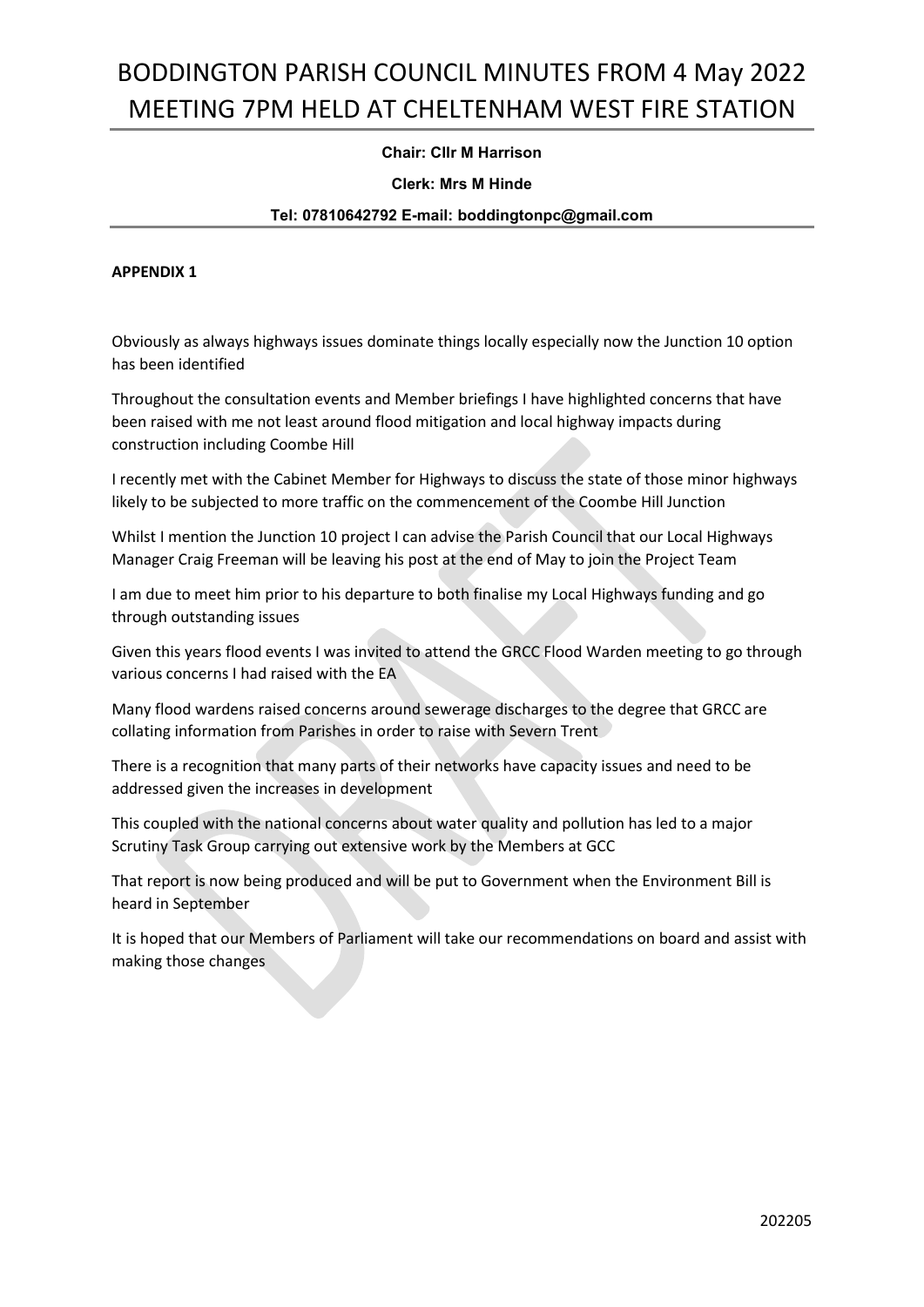# BODDINGTON PARISH COUNCIL MINUTES FROM 4 May 2022 MEETING 7PM HELD AT CHELTENHAM WEST FIRE STATION

**Chair: Cllr M Harrison**

**Clerk: Mrs M Hinde**

**Tel: 07810642792 E-mail: boddingtonpc@gmail.com**

**APPENDIX 1**

Obviously as always highways issues dominate things locally especially now the Junction 10 option has been identified

Throughout the consultation events and Member briefings I have highlighted concerns that have been raised with me not least around flood mitigation and local highway impacts during construction including Coombe Hill

I recently met with the Cabinet Member for Highways to discuss the state of those minor highways likely to be subjected to more traffic on the commencement of the Coombe Hill Junction

Whilst I mention the Junction 10 project I can advise the Parish Council that our Local Highways Manager Craig Freeman will be leaving his post at the end of May to join the Project Team

I am due to meet him prior to his departure to both finalise my Local Highways funding and go through outstanding issues

Given this years flood events I was invited to attend the GRCC Flood Warden meeting to go through various concerns I had raised with the EA

Many flood wardens raised concerns around sewerage discharges to the degree that GRCC are collating information from Parishes in order to raise with Severn Trent

There is a recognition that many parts of their networks have capacity issues and need to be addressed given the increases in development

This coupled with the national concerns about water quality and pollution has led to a major Scrutiny Task Group carrying out extensive work by the Members at GCC

That report is now being produced and will be put to Government when the Environment Bill is heard in September

It is hoped that our Members of Parliament will take our recommendations on board and assist with making those changes

202205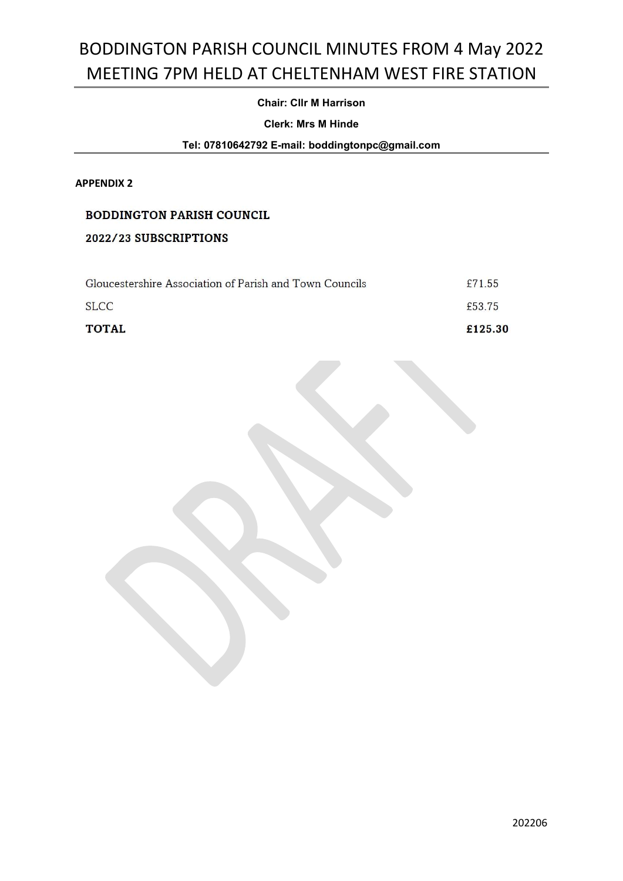**APPENDIX 2**

**BODDINGTON PARISH COUNCIL**

**2022/23 SUBSCRIPTIONS**

| | |
|---|---|
| Gloucestershire Association of Parish and Town Councils | £71.55 |
| SLCC | £53.75 |
| **TOTAL** | **£125.30** |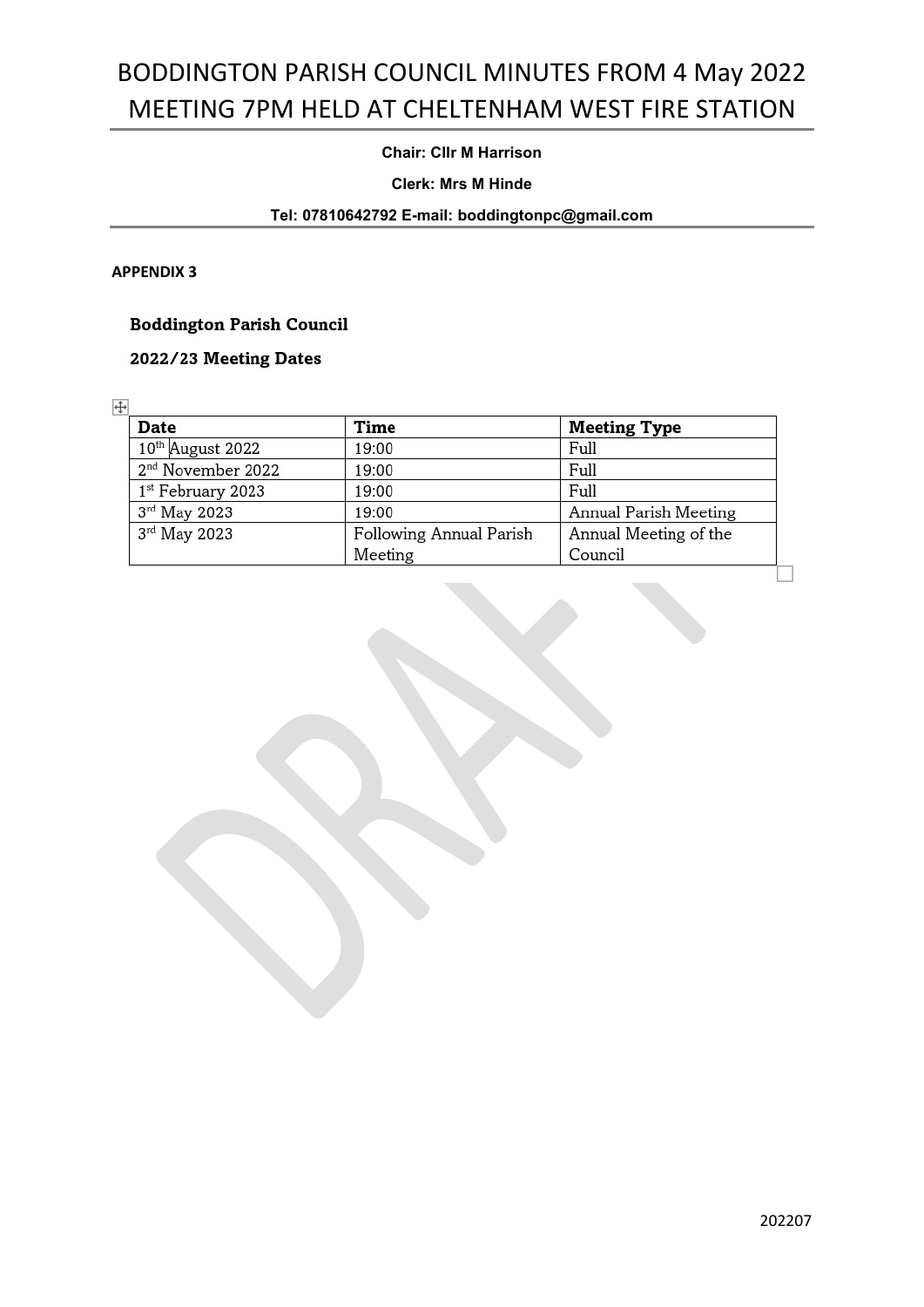# BODDINGTON PARISH COUNCIL MINUTES FROM 4 May 2022 MEETING 7PM HELD AT CHELTENHAM WEST FIRE STATION

**Chair: Cllr M Harrison**

**Clerk: Mrs M Hinde**

**Tel: 07810642792 E-mail: boddingtonpc@gmail.com**

**APPENDIX 3**

**Boddington Parish Council**

**2022/23 Meeting Dates**

| Date | Time | Meeting Type |
|---|---|---|
| 10th August 2022 | 19:00 | Full |
| 2nd November 2022 | 19:00 | Full |
| 1st February 2023 | 19:00 | Full |
| 3rd May 2023 | 19:00 | Annual Parish Meeting |
| 3rd May 2023 | Following Annual Parish Meeting | Annual Meeting of the Council |

202207